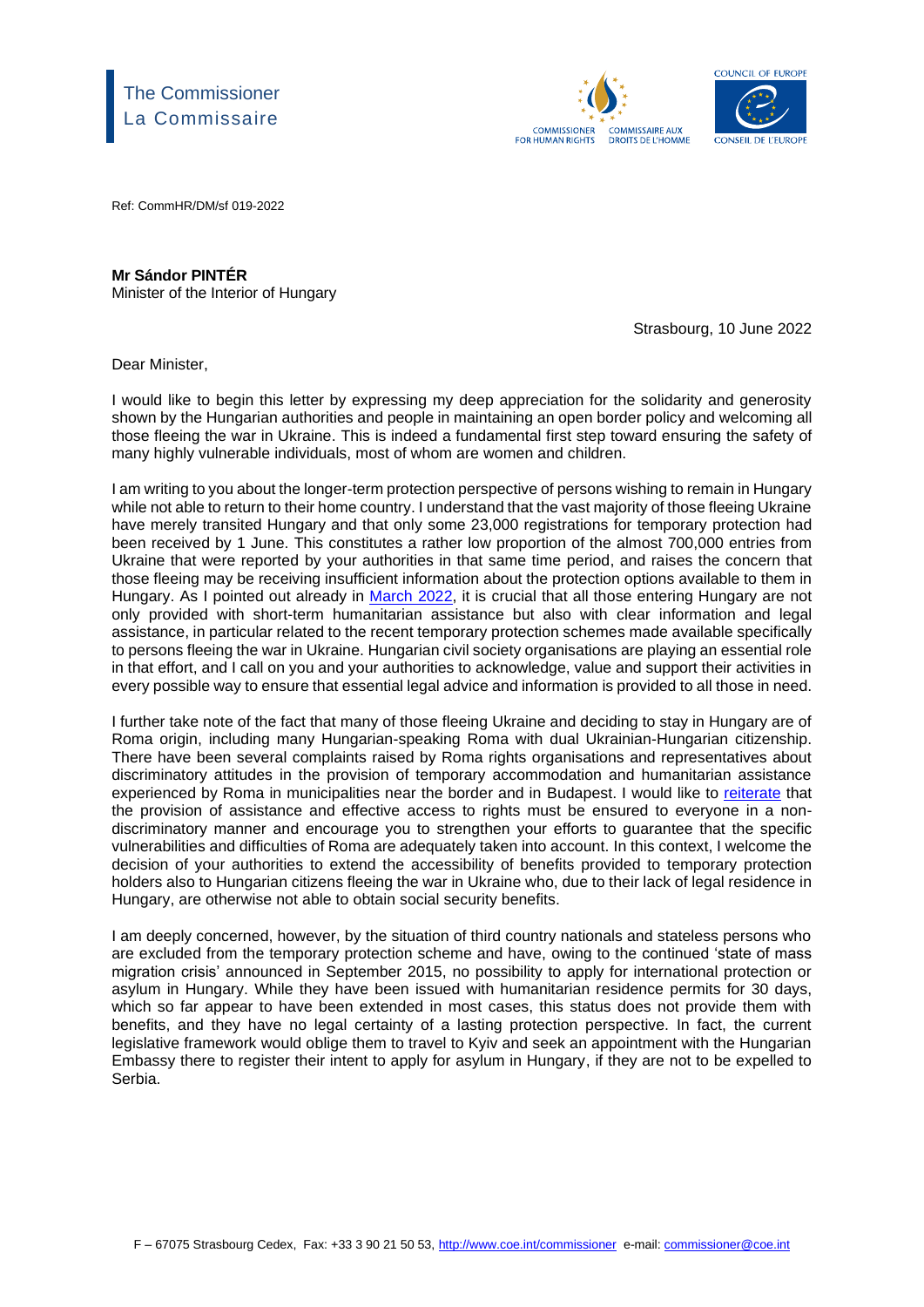The Commissioner
La Commissaire

COMMISSIONER FOR HUMAN RIGHTS COMMISSAIRE AUX DROITS DE L'HOMME

COUNCIL OF EUROPE CONSEIL DE L'EUROPE

Ref: CommHR/DM/sf 019-2022

**Mr Sándor PINTÉR**
Minister of the Interior of Hungary

Strasbourg, 10 June 2022

Dear Minister,

I would like to begin this letter by expressing my deep appreciation for the solidarity and generosity shown by the Hungarian authorities and people in maintaining an open border policy and welcoming all those fleeing the war in Ukraine. This is indeed a fundamental first step toward ensuring the safety of many highly vulnerable individuals, most of whom are women and children.

I am writing to you about the longer-term protection perspective of persons wishing to remain in Hungary while not able to return to their home country. I understand that the vast majority of those fleeing Ukraine have merely transited Hungary and that only some 23,000 registrations for temporary protection had been received by 1 June. This constitutes a rather low proportion of the almost 700,000 entries from Ukraine that were reported by your authorities in that same time period, and raises the concern that those fleeing may be receiving insufficient information about the protection options available to them in Hungary. As I pointed out already in [March 2022](), it is crucial that all those entering Hungary are not only provided with short-term humanitarian assistance but also with clear information and legal assistance, in particular related to the recent temporary protection schemes made available specifically to persons fleeing the war in Ukraine. Hungarian civil society organisations are playing an essential role in that effort, and I call on you and your authorities to acknowledge, value and support their activities in every possible way to ensure that essential legal advice and information is provided to all those in need.

I further take note of the fact that many of those fleeing Ukraine and deciding to stay in Hungary are of Roma origin, including many Hungarian-speaking Roma with dual Ukrainian-Hungarian citizenship. There have been several complaints raised by Roma rights organisations and representatives about discriminatory attitudes in the provision of temporary accommodation and humanitarian assistance experienced by Roma in municipalities near the border and in Budapest. I would like to [reiterate]() that the provision of assistance and effective access to rights must be ensured to everyone in a non-discriminatory manner and encourage you to strengthen your efforts to guarantee that the specific vulnerabilities and difficulties of Roma are adequately taken into account. In this context, I welcome the decision of your authorities to extend the accessibility of benefits provided to temporary protection holders also to Hungarian citizens fleeing the war in Ukraine who, due to their lack of legal residence in Hungary, are otherwise not able to obtain social security benefits.

I am deeply concerned, however, by the situation of third country nationals and stateless persons who are excluded from the temporary protection scheme and have, owing to the continued 'state of mass migration crisis' announced in September 2015, no possibility to apply for international protection or asylum in Hungary. While they have been issued with humanitarian residence permits for 30 days, which so far appear to have been extended in most cases, this status does not provide them with benefits, and they have no legal certainty of a lasting protection perspective. In fact, the current legislative framework would oblige them to travel to Kyiv and seek an appointment with the Hungarian Embassy there to register their intent to apply for asylum in Hungary, if they are not to be expelled to Serbia.

F – 67075 Strasbourg Cedex, Fax: +33 3 90 21 50 53, http://www.coe.int/commissioner e-mail: commissioner@coe.int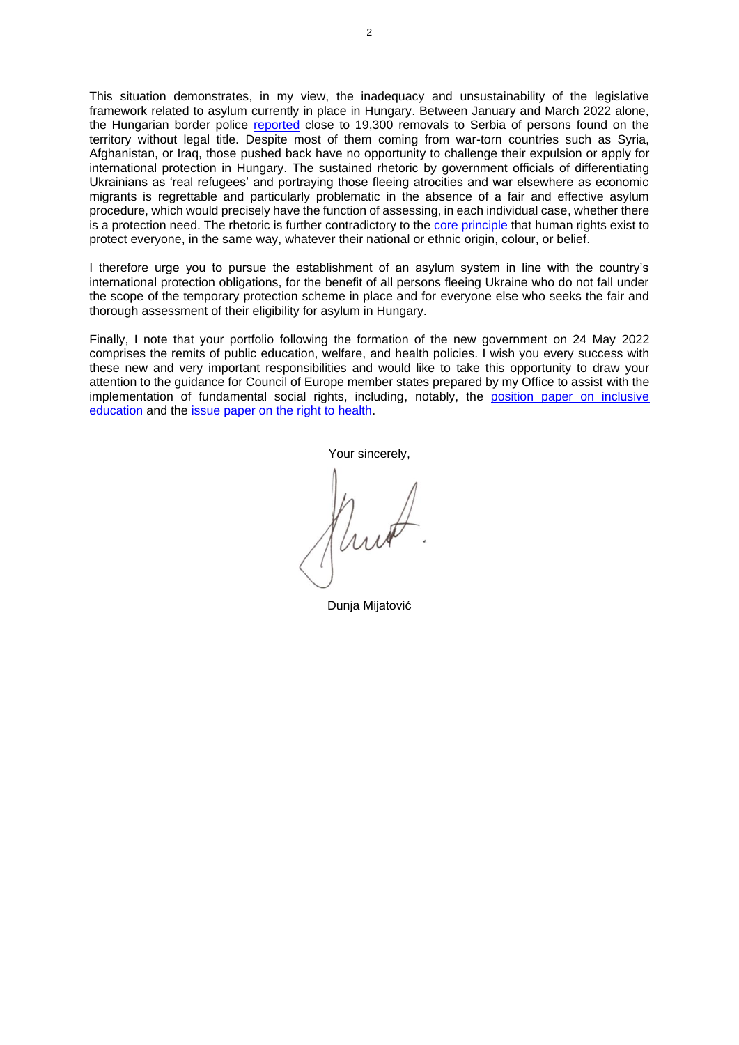This situation demonstrates, in my view, the inadequacy and unsustainability of the legislative framework related to asylum currently in place in Hungary. Between January and March 2022 alone, the Hungarian border police reported close to 19,300 removals to Serbia of persons found on the territory without legal title. Despite most of them coming from war-torn countries such as Syria, Afghanistan, or Iraq, those pushed back have no opportunity to challenge their expulsion or apply for international protection in Hungary. The sustained rhetoric by government officials of differentiating Ukrainians as 'real refugees' and portraying those fleeing atrocities and war elsewhere as economic migrants is regrettable and particularly problematic in the absence of a fair and effective asylum procedure, which would precisely have the function of assessing, in each individual case, whether there is a protection need. The rhetoric is further contradictory to the core principle that human rights exist to protect everyone, in the same way, whatever their national or ethnic origin, colour, or belief.

I therefore urge you to pursue the establishment of an asylum system in line with the country's international protection obligations, for the benefit of all persons fleeing Ukraine who do not fall under the scope of the temporary protection scheme in place and for everyone else who seeks the fair and thorough assessment of their eligibility for asylum in Hungary.

Finally, I note that your portfolio following the formation of the new government on 24 May 2022 comprises the remits of public education, welfare, and health policies. I wish you every success with these new and very important responsibilities and would like to take this opportunity to draw your attention to the guidance for Council of Europe member states prepared by my Office to assist with the implementation of fundamental social rights, including, notably, the position paper on inclusive education and the issue paper on the right to health.

Your sincerely,

Dunja Mijatović